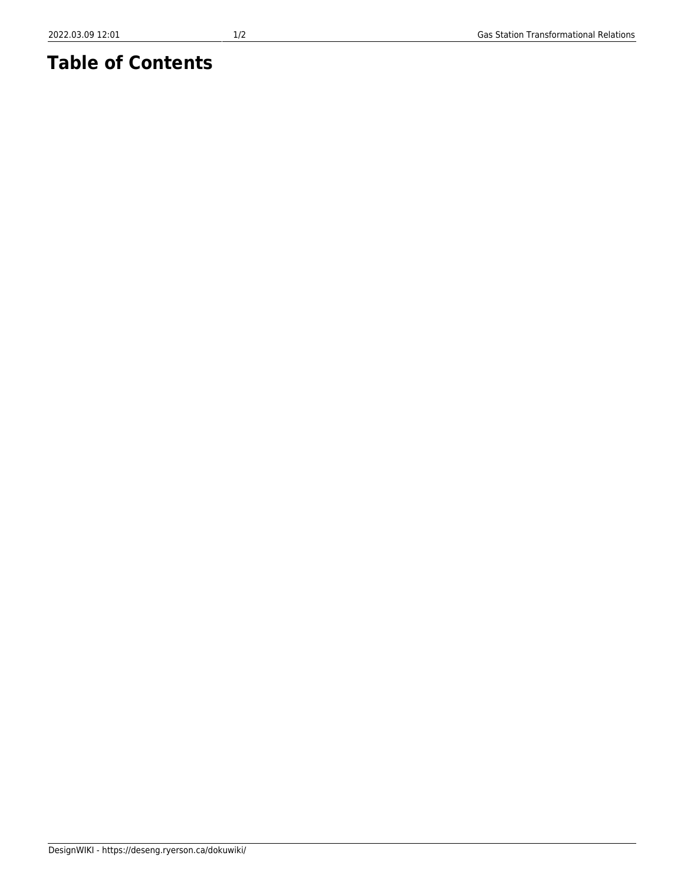# Table of Contents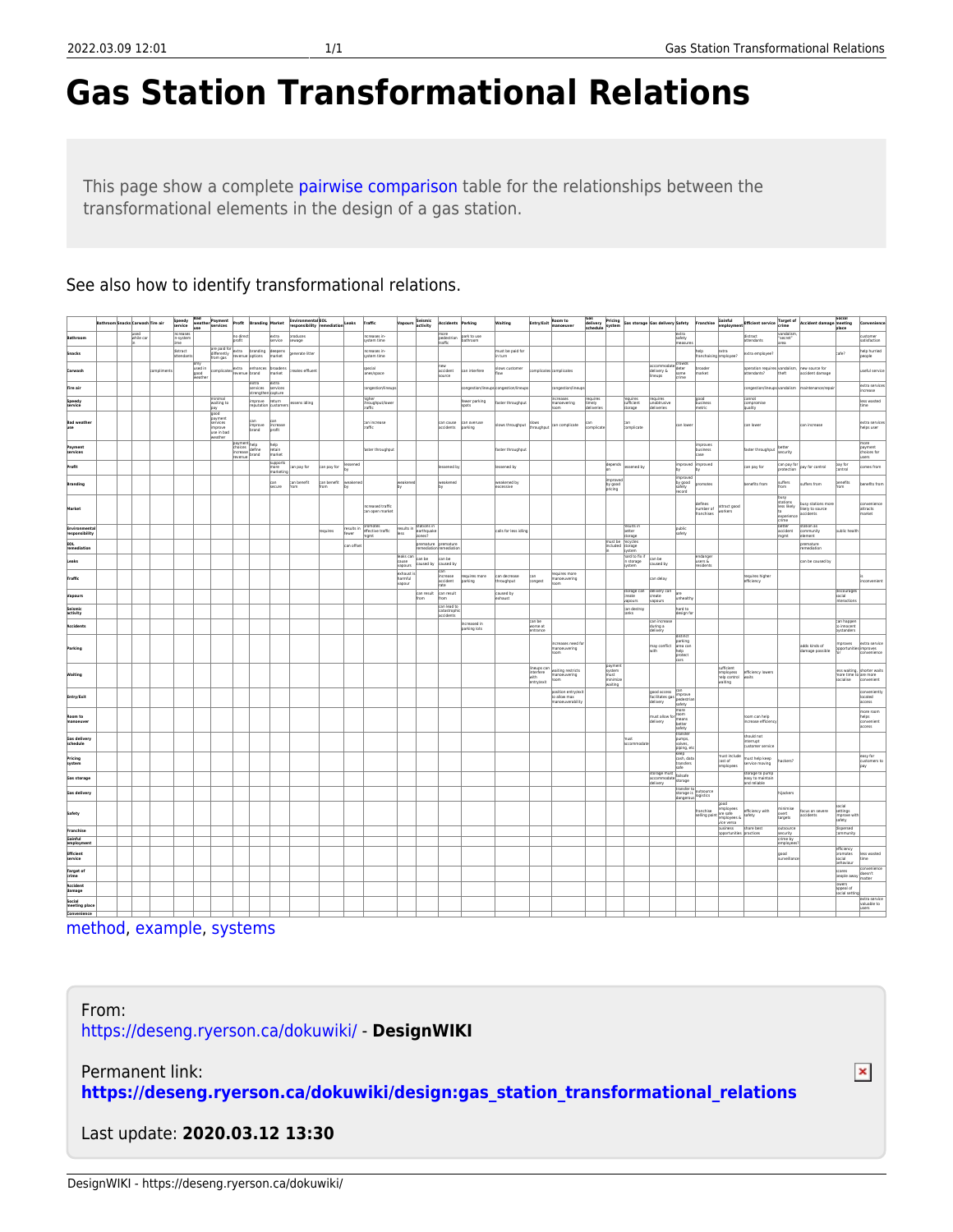# Gas Station Transformational Relations

This page show a complete pairwise comparison table for the relationships between the transformational elements in the design of a gas station.

See also how to identify transformational relations.

| | Bathroom | Snacks | Carwash | Fire air | Speedy service | Bad weather use | Payment services | Profit | Branding | Market | Environmental responsibility | EOL remediation | Leaks | Traffic | Vapours | Seismic activity | Accidents | Parking | Waiting | Entry/Exit | Room to manoeuver | Gas delivery schedule | Pricing system | Gas storage | Gas delivery | Safety | Franchise | Gainful employment | Efficient service | Target of crime | Accident damage | Social meeting place | Convenience |
|---|---|---|---|---|---|---|---|---|---|---|---|---|---|---|---|---|---|---|---|---|---|---|---|---|---|---|---|---|---|---|---|---|---|
| **Bathroom** | | | used while car is | | increases in-system time | | | no direct profit | | extra service | produces sewage | | | increases in-system time | | | more pedestrian traffic | park to use bathroom | | | | | | | | extra safety measures | | | distract attendants | vandalism, "secret" area | | | customer satisfaction |
| **Snacks** | | | | | distract attendants | | are paid for differently from gas | extra revenue | branding options | deepens market | generate litter | | | increases in-system time | | | | | must be paid for in turn | | | | | | | | help franchising | extra employee? | extra employee? | | | rate? | help hurried people |
| **Carwash** | | | | compliments | | only used in good weather | complicates | extra revenue | enhances brand | broadens market | creates effluent | | | special lanes/space | | | new accident source | can interfere | slows customer flow | complicates | complicates | | | | accommodate delivery & lineups | makes better some crime | broader market | | operation requires attendants? | vandalism, theft | new source for accident damage | | useful service |
| **Fire air** | | | | | | | | | extra services strengthen brand | extra services capture | | | | congestion/lineups | | | | congestion/lineups | congestion/lineups | | congestion/lineups | | | | | | | | congestion/lineups | vandalism | maintenance/repair | | extra services increase |
| **Speedy service** | | | | | | | minimal waiting to pay | | improve reputation | retain customers | lessens idling | | | higher throughput/lower traffic | | | | fewer parking spots | faster throughput | | increases manoeuvering | requires timely deliveries | | requires sufficient storage | requires unobtrusive deliveries | | good business metric | | cannot compromise quality | | | | less wasted time |
| **Bad weather use** | | | | | | | good payment services improve use in bad weather | | can improve brand | can increase profit | | | | can increase traffic | | | can cause accidents | can overuse parking | slows throughput | slows throughput | can complicate | can complicate | | can complicate | | can lower | | | can lower | | can increase | | extra services helps user |
| **Payment services** | | | | | | | | payment choices increase revenue | help define brand | help retain market | | | | faster throughput | | | | | faster throughput | | | | | | | | improves business case | | faster throughput | better security | | | more payment choices for users |
| **Profit** | | | | | | | | | | supports more marketing | can pay for | can pay for | lessened by | | | | lessened by | | lessened by | | | | depends on | lessened by | | improved by | improved by | | can pay for | can pay for protection | pay for control | pay for control | comes from |
| **Branding** | | | | | | | | | | can secure | can benefit from | can benefit from | weakened by | | weakened by | | weakened by | | weakened by excessive | | | | improved by good pricing | | | improved by good safety record | promotes | | benefits from | suffers from | suffers from | benefits from | benefits from |
| **Market** | | | | | | | | | | | | | | increased traffic can open market | | | | | | | | | | | | | defines number of franchises | attract good workers | | busy stations less likely to experience crime | busy stations more likely to source accidents | | convenience attracts market |
| **Environmental responsibility** | | | | | | | | | | | | requires | results in fewer | promotes effective traffic mgmt | results in less | stations in earthquake zones? | | | calls for less idling | | | | | results in better storage | | public safety | | | | better accident mgmt | station as community element | public health | |
| **EOL remediation** | | | | | | | | | | | | | can offset | | | premature remediation | premature remediation | | | | | | must be included in | recycles storage system | | | | | | | premature remediation | | |
| **Leaks** | | | | | | | | | | | | | | | leaks can cause vapours | can be caused by | can be caused by | | | | | | | hard to fix if in storage system | can be caused by | | endanger users & residents | | | | can be caused by | | |
| **Traffic** | | | | | | | | | | | | | | | exhaust is harmful vapour | | can increase accident rate | requires more parking | can decrease throughput | can congest | requires more manoeuvering room | | | | can delay | | | | requires higher efficiency | | | | is inconvenient |
| **Vapours** | | | | | | | | | | | | | | | | can result from | can result from | | caused by exhaust | | | | | storage can create vapours | delivery can create vapours | are unhealthy | | | | | | discourages social interactions | |
| **Seismic activity** | | | | | | | | | | | | | | | | | can lead to catastrophic accidents | | | | | | | can destroy tanks | | hard to design for | | | | | | | |
| **Accidents** | | | | | | | | | | | | | | | | | | increased in parking lots | | can be worse at entrance | | | | | can increase during a delivery | | | | | | | can happen to innocent bystanders | |
| **Parking** | | | | | | | | | | | | | | | | | | | | | increases need for manoeuvering room | | | | may conflict with | distinct parking area can help protect cars | | | | | adds kinds of damage possible | improves opportunities for | extra service improves convenience |
| **Waiting** | | | | | | | | | | | | | | | | | | | | lineups can interfere with entry/exit | waiting restricts manoeuvering room | | payment system must minimize waiting | | | | | sufficient employees help control waiting | efficiency lowers waits | | | less waiting, more time to socialize | shorter waits are more convenient |
| **Entry/Exit** | | | | | | | | | | | | | | | | | | | | | position entry/exit to allow max manoeuverability | | | | good access facilitates gas delivery | can improve pedestrian safety | | | | | | | conveniently located access |
| **Room to manoeuver** | | | | | | | | | | | | | | | | | | | | | | | | | must allow for delivery | more room means better safety | | | room can help increase efficiency | | | | more room helps convenient access |
| **Gas delivery schedule** | | | | | | | | | | | | | | | | | | | | | | | | must accommodate | | standard pumps, valves, piping, etc | | | should not interrupt customer service | | | | |
| **Pricing system** | | | | | | | | | | | | | | | | | | | | | | | | | | easy cash, data transfers safe | | must include cost of employees | must help keep service moving | hackers? | | | easy for customers to pay |
| **Gas storage** | | | | | | | | | | | | | | | | | | | | | | | | | storage must accommodate delivery | safe storage | | | storage to pump easy to maintain and reliable | | | | |
| **Gas delivery** | | | | | | | | | | | | | | | | | | | | | | | | | | transfer to storage is dangerous | outsource logistics | | | hijackers | | | |
| **Safety** | | | | | | | | | | | | | | | | | | | | | | | | | | | franchise selling point | good employees are safe employees & vice versa | efficiency with safety | minimise overt targets | focus on severe accidents | social settings improve with safety | |
| **Franchise** | | | | | | | | | | | | | | | | | | | | | | | | | | | | business opportunities | share best practices | outsource security | | dispersed community | |
| **Gainful employment** | | | | | | | | | | | | | | | | | | | | | | | | | | | | | | crime by employees? | | | |
| **Efficient service** | | | | | | | | | | | | | | | | | | | | | | | | | | | | | | good surveillance | | efficiency promotes social behaviour | less wasted time |
| **Target of crime** | | | | | | | | | | | | | | | | | | | | | | | | | | | | | | | | scares people away | convenience doesn't matter |
| **Accident damage** | | | | | | | | | | | | | | | | | | | | | | | | | | | | | | | | lowers appeal of social setting | |
| **Social meeting place** | | | | | | | | | | | | | | | | | | | | | | | | | | | | | | | | | extra service valuable to users |
| **Convenience** | | | | | | | | | | | | | | | | | | | | | | | | | | | | | | | | | |

method, example, systems

From:
https://deseng.ryerson.ca/dokuwiki/ - **DesignWIKI**

Permanent link:
**https://deseng.ryerson.ca/dokuwiki/design:gas_station_transformational_relations**

Last update: **2020.03.12 13:30**